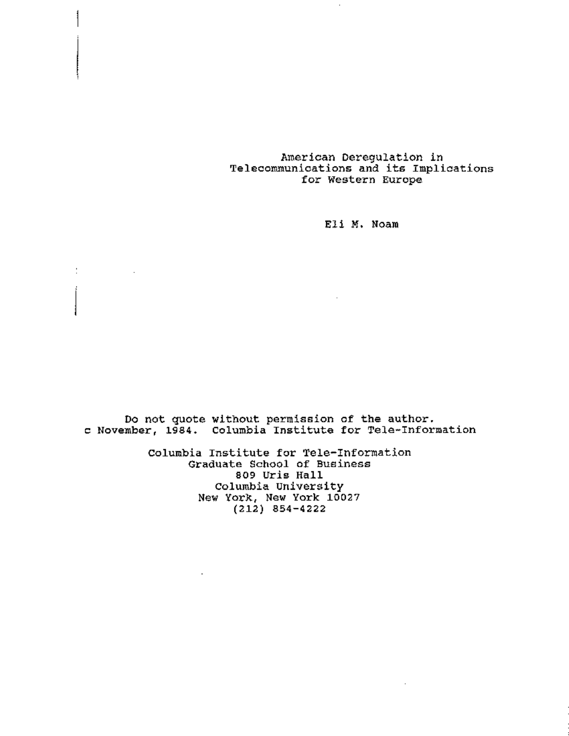# American Deregulation in Telecommunications and its Implications for Western Europe

Eli M. Noam

Do not quote without permission of the author.
c November, 1984. Columbia Institute for Tele-Information

Columbia Institute for Tele-Information
Graduate School of Business
809 Uris Hall
Columbia University
New York, New York 10027
(212) 854-4222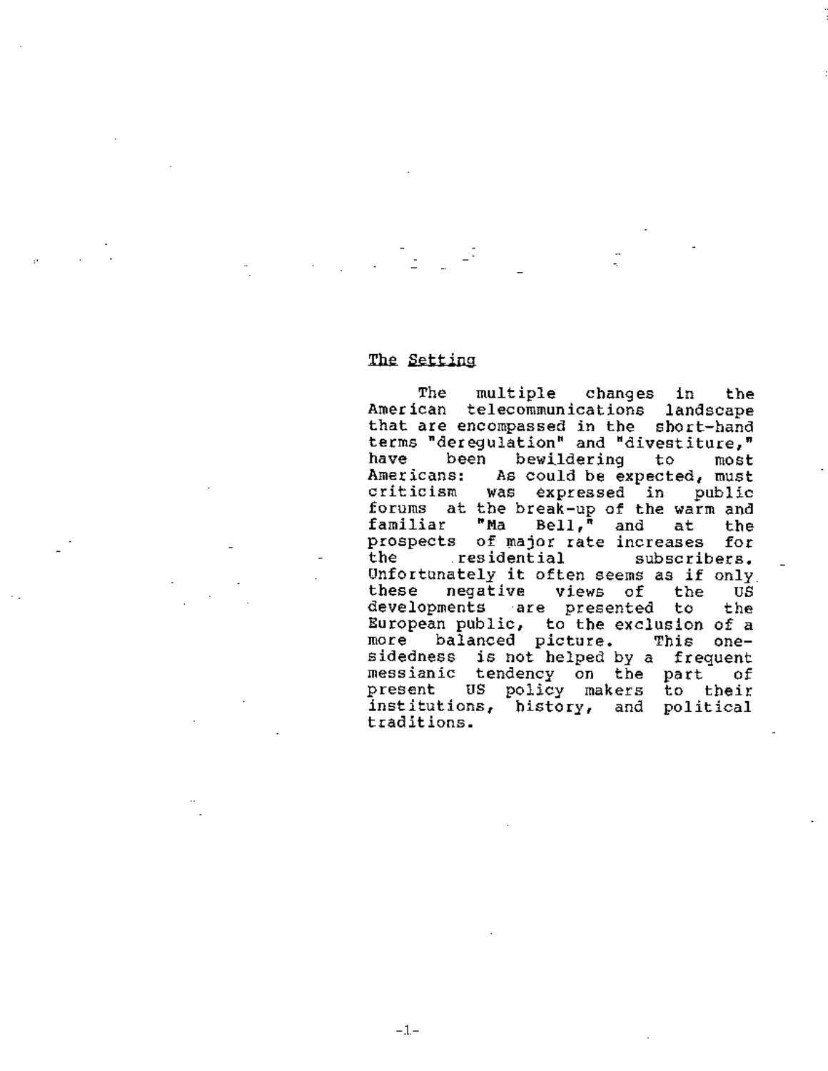## The Setting

The multiple changes in the American telecommunications landscape that are encompassed in the short-hand terms "deregulation" and "divestiture," have been bewildering to most Americans: As could be expected, must criticism was expressed in public forums at the break-up of the warm and familiar "Ma Bell," and at the prospects of major rate increases for the residential subscribers. Unfortunately it often seems as if only these negative views of the US developments are presented to the European public, to the exclusion of a more balanced picture. This one-sidedness is not helped by a frequent messianic tendency on the part of present US policy makers to their institutions, history, and political traditions.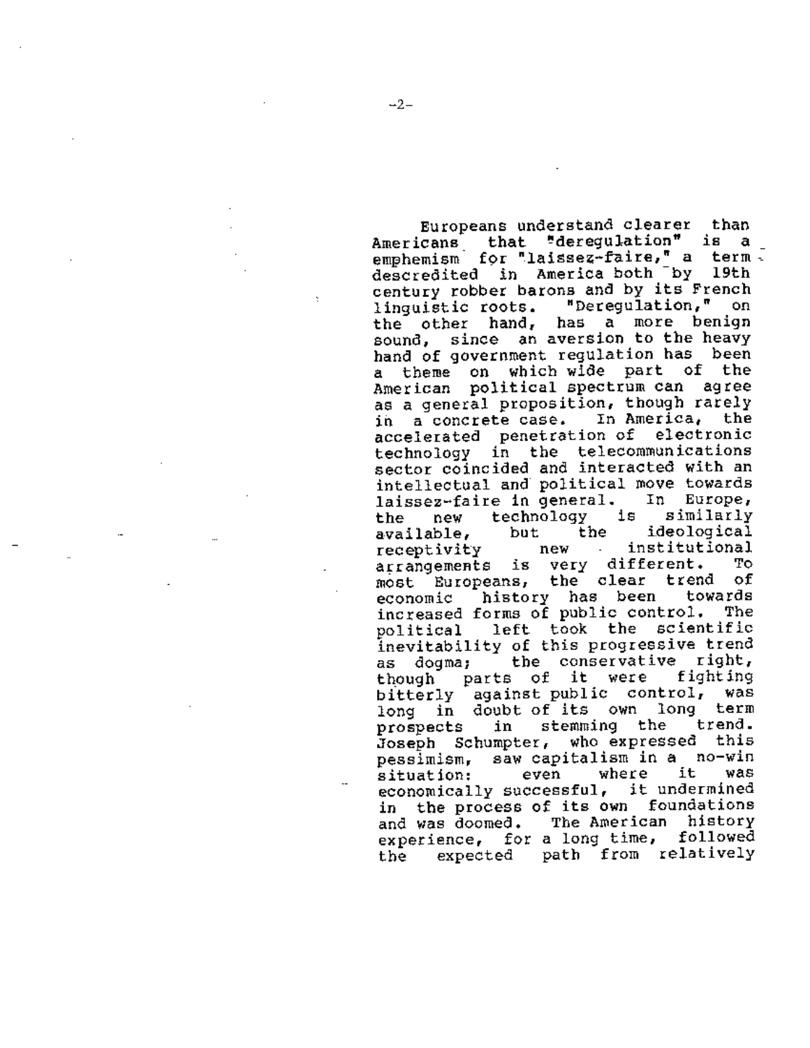Europeans understand clearer than Americans that "deregulation" is a emphemism for "laissez-faire," a term descredited in America both by 19th century robber barons and by its French linguistic roots. "Deregulation," on the other hand, has a more benign sound, since an aversion to the heavy hand of government regulation has been a theme on which wide part of the American political spectrum can agree as a general proposition, though rarely in a concrete case. In America, the accelerated penetration of electronic technology in the telecommunications sector coincided and interacted with an intellectual and political move towards laissez-faire in general. In Europe, the new technology is similarly available, but the ideological receptivity new institutional arrangements is very different. To most Europeans, the clear trend of economic history has been towards increased forms of public control. The political left took the scientific inevitability of this progressive trend as dogma; the conservative right, though parts of it were fighting bitterly against public control, was long in doubt of its own long term prospects in stemming the trend. Joseph Schumpter, who expressed this pessimism, saw capitalism in a no-win situation: even where it was economically successful, it undermined in the process of its own foundations and was doomed. The American history experience, for a long time, followed the expected path from relatively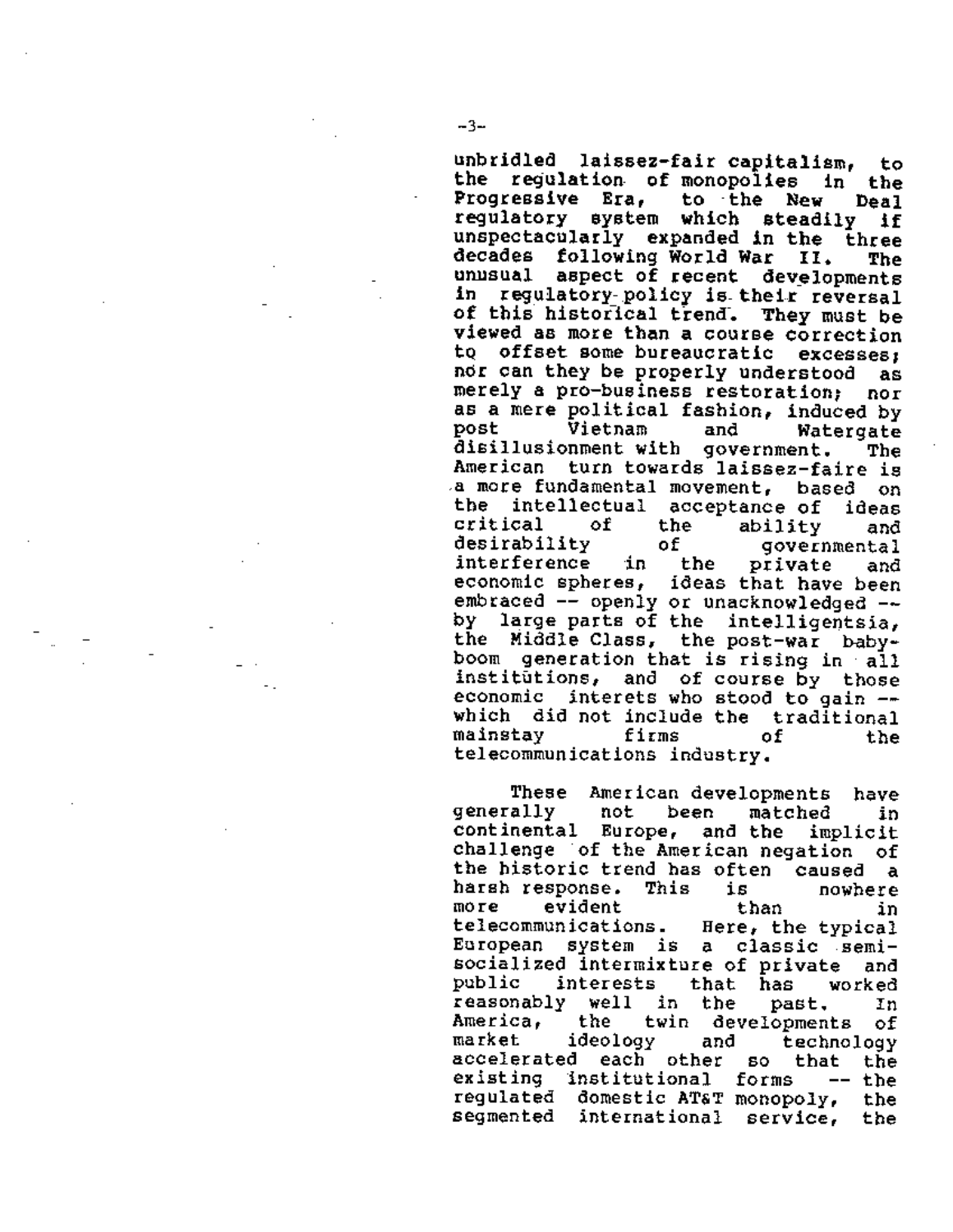unbridled laissez-fair capitalism, to the regulation of monopolies in the Progressive Era, to the New Deal regulatory system which steadily if unspectacularly expanded in the three decades following World War II. The unusual aspect of recent developments in regulatory policy is their reversal of this historical trend. They must be viewed as more than a course correction to offset some bureaucratic excesses; nor can they be properly understood as merely a pro-business restoration; nor as a mere political fashion, induced by post Vietnam and Watergate disillusionment with government. The American turn towards laissez-faire is a more fundamental movement, based on the intellectual acceptance of ideas critical of the ability and desirability of governmental interference in the private and economic spheres, ideas that have been embraced -- openly or unacknowledged -- by large parts of the intelligentsia, the Middle Class, the post-war baby-boom generation that is rising in all institutions, and of course by those economic interets who stood to gain -- which did not include the traditional mainstay firms of the telecommunications industry.

These American developments have generally not been matched in continental Europe, and the implicit challenge of the American negation of the historic trend has often caused a harsh response. This is nowhere more evident than in telecommunications. Here, the typical European system is a classic semi-socialized intermixture of private and public interests that has worked reasonably well in the past. In America, the twin developments of market ideology and technology accelerated each other so that the existing institutional forms -- the regulated domestic AT&T monopoly, the segmented international service, the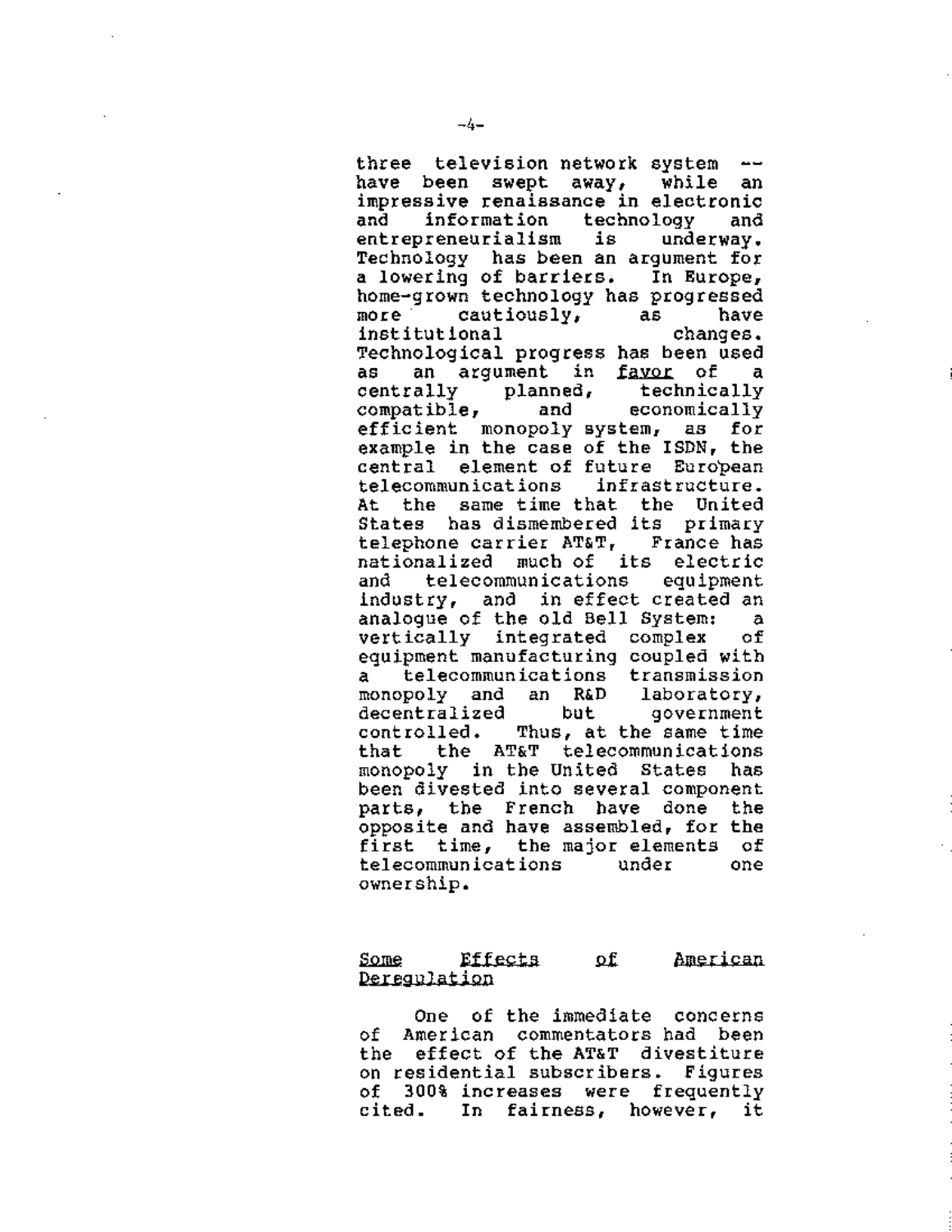three television network system -- have been swept away, while an impressive renaissance in electronic and information technology and entrepreneurialism is underway. Technology has been an argument for a lowering of barriers. In Europe, home-grown technology has progressed more cautiously, as have institutional changes. Technological progress has been used as an argument in _favor_ of a centrally planned, technically compatible, and economically efficient monopoly system, as for example in the case of the ISDN, the central element of future European telecommunications infrastructure. At the same time that the United States has dismembered its primary telephone carrier AT&T, France has nationalized much of its electric and telecommunications equipment industry, and in effect created an analogue of the old Bell System: a vertically integrated complex of equipment manufacturing coupled with a telecommunications transmission monopoly and an R&D laboratory, decentralized but government controlled. Thus, at the same time that the AT&T telecommunications monopoly in the United States has been divested into several component parts, the French have done the opposite and have assembled, for the first time, the major elements of telecommunications under one ownership.

## <u>Some Effects of American Deregulation</u>

One of the immediate concerns of American commentators had been the effect of the AT&T divestiture on residential subscribers. Figures of 300% increases were frequently cited. In fairness, however, it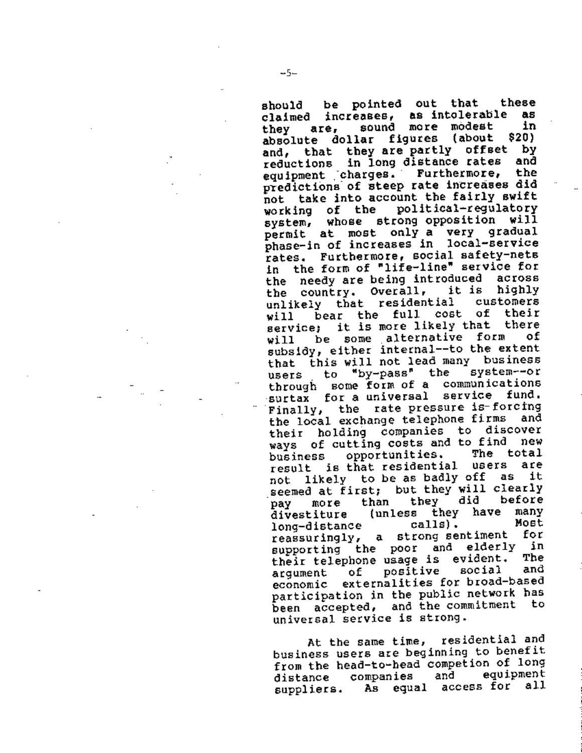should be pointed out that these claimed increases, as intolerable as they are, sound more modest in absolute dollar figures (about $20) and, that they are partly offset by reductions in long distance rates and equipment charges. Furthermore, the predictions of steep rate increases did not take into account the fairly swift working of the political-regulatory system, whose strong opposition will permit at most only a very gradual phase-in of increases in local-service rates. Furthermore, social safety-nets in the form of "life-line" service for the needy are being introduced across the country. Overall, it is highly unlikely that residential customers will bear the full cost of their service; it is more likely that there will be some alternative form of subsidy, either internal--to the extent that this will not lead many business users to "by-pass" the system--or through some form of a communications surtax for a universal service fund. Finally, the rate pressure is forcing the local exchange telephone firms and their holding companies to discover ways of cutting costs and to find new business opportunities. The total result is that residential users are not likely to be as badly off as it seemed at first; but they will clearly pay more than they did before divestiture (unless they have many long-distance calls). Most reassuringly, a strong sentiment for supporting the poor and elderly in their telephone usage is evident. The argument of positive social and economic externalities for broad-based participation in the public network has been accepted, and the commitment to universal service is strong.

At the same time, residential and business users are beginning to benefit from the head-to-head competion of long distance companies and equipment suppliers. As equal access for all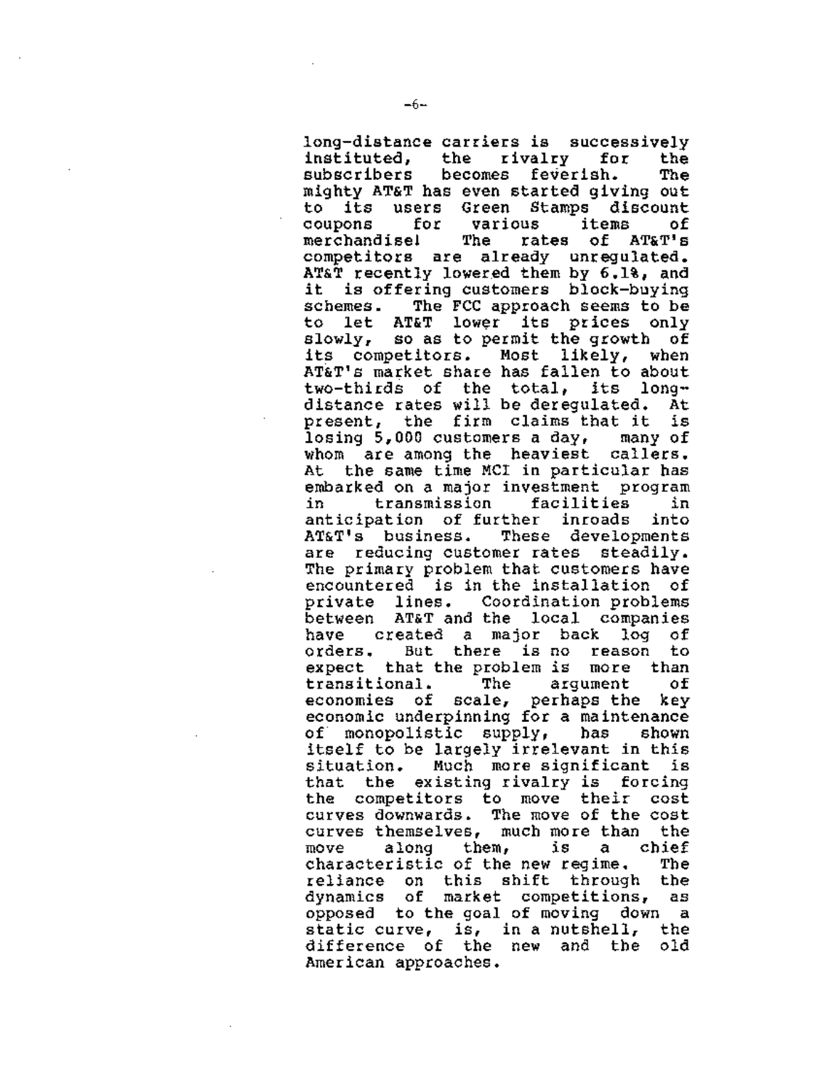long-distance carriers is successively instituted, the rivalry for the subscribers becomes feverish. The mighty AT&T has even started giving out to its users Green Stamps discount coupons for various items of merchandise! The rates of AT&T's competitors are already unregulated. AT&T recently lowered them by 6.1%, and it is offering customers block-buying schemes. The FCC approach seems to be to let AT&T lower its prices only slowly, so as to permit the growth of its competitors. Most likely, when AT&T's market share has fallen to about two-thirds of the total, its long-distance rates will be deregulated. At present, the firm claims that it is losing 5,000 customers a day, many of whom are among the heaviest callers. At the same time MCI in particular has embarked on a major investment program in transmission facilities in anticipation of further inroads into AT&T's business. These developments are reducing customer rates steadily. The primary problem that customers have encountered is in the installation of private lines. Coordination problems between AT&T and the local companies have created a major back log of orders. But there is no reason to expect that the problem is more than transitional. The argument of economies of scale, perhaps the key economic underpinning for a maintenance of monopolistic supply, has shown itself to be largely irrelevant in this situation. Much more significant is that the existing rivalry is forcing the competitors to move their cost curves downwards. The move of the cost curves themselves, much more than the move along them, is a chief characteristic of the new regime. The reliance on this shift through the dynamics of market competitions, as opposed to the goal of moving down a static curve, is, in a nutshell, the difference of the new and the old American approaches.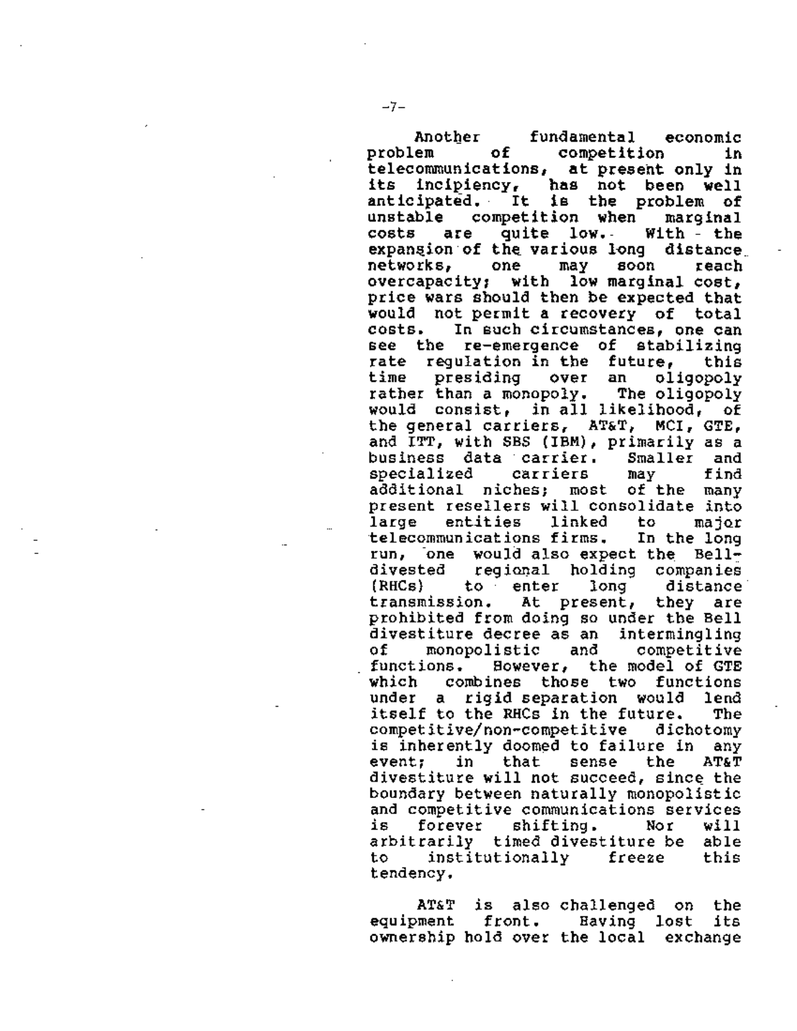Another fundamental economic problem of competition in telecommunications, at present only in its incipiency, has not been well anticipated. It is the problem of unstable competition when marginal costs are quite low. With the expansion of the various long distance networks, one may soon reach overcapacity; with low marginal cost, price wars should then be expected that would not permit a recovery of total costs. In such circumstances, one can see the re-emergence of stabilizing rate regulation in the future, this time presiding over an oligopoly rather than a monopoly. The oligopoly would consist, in all likelihood, of the general carriers, AT&T, MCI, GTE, and ITT, with SBS (IBM), primarily as a business data carrier. Smaller and specialized carriers may find additional niches; most of the many present resellers will consolidate into large entities linked to major telecommunications firms. In the long run, one would also expect the Bell-divested regional holding companies (RHCs) to enter long distance transmission. At present, they are prohibited from doing so under the Bell divestiture decree as an intermingling of monopolistic and competitive functions. However, the model of GTE which combines those two functions under a rigid separation would lend itself to the RHCs in the future. The competitive/non-competitive dichotomy is inherently doomed to failure in any event; in that sense the AT&T divestiture will not succeed, since the boundary between naturally monopolistic and competitive communications services is forever shifting. Nor will arbitrarily timed divestiture be able to institutionally freeze this tendency.

AT&T is also challenged on the equipment front. Having lost its ownership hold over the local exchange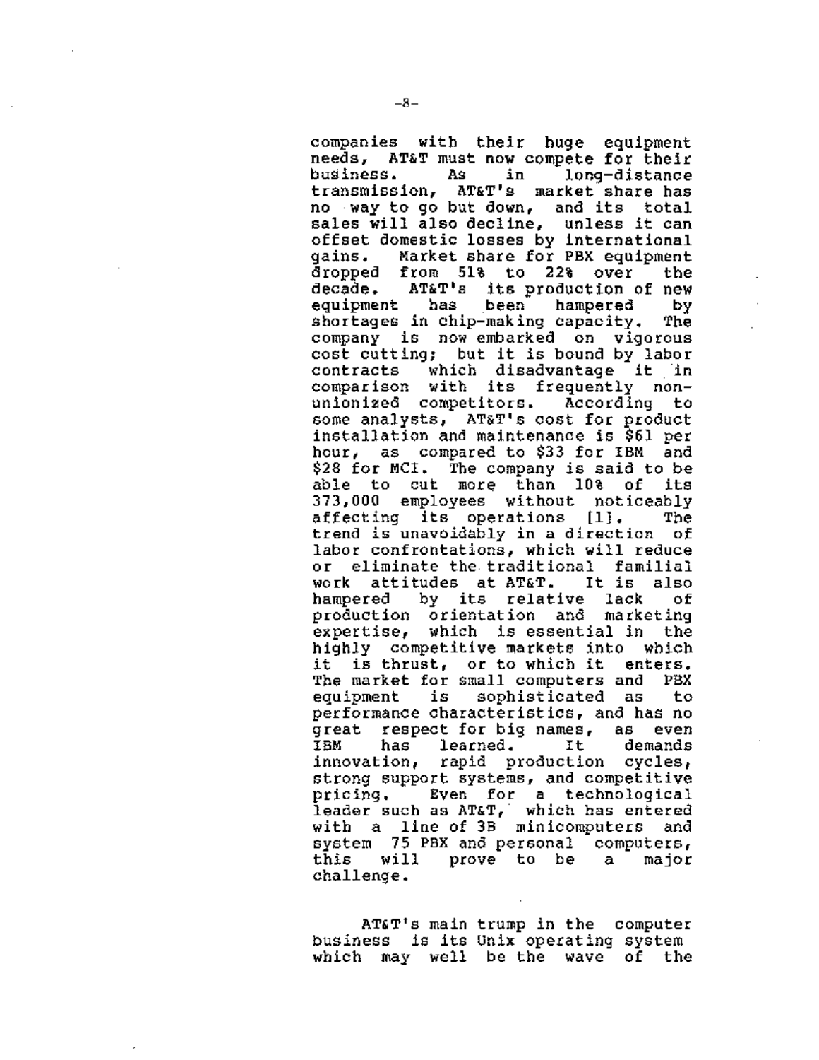companies with their huge equipment needs, AT&T must now compete for their business. As in long-distance transmission, AT&T's market share has no way to go but down, and its total sales will also decline, unless it can offset domestic losses by international gains. Market share for PBX equipment dropped from 51% to 22% over the decade. AT&T's its production of new equipment has been hampered by shortages in chip-making capacity. The company is now embarked on vigorous cost cutting; but it is bound by labor contracts which disadvantage it in comparison with its frequently non-unionized competitors. According to some analysts, AT&T's cost for product installation and maintenance is $61 per hour, as compared to $33 for IBM and $28 for MCI. The company is said to be able to cut more than 10% of its 373,000 employees without noticeably affecting its operations [1]. The trend is unavoidably in a direction of labor confrontations, which will reduce or eliminate the traditional familial work attitudes at AT&T. It is also hampered by its relative lack of production orientation and marketing expertise, which is essential in the highly competitive markets into which it is thrust, or to which it enters. The market for small computers and PBX equipment is sophisticated as to performance characteristics, and has no great respect for big names, as even IBM has learned. It demands innovation, rapid production cycles, strong support systems, and competitive pricing. Even for a technological leader such as AT&T, which has entered with a line of 3B minicomputers and system 75 PBX and personal computers, this will prove to be a major challenge.

AT&T's main trump in the computer business is its Unix operating system which may well be the wave of the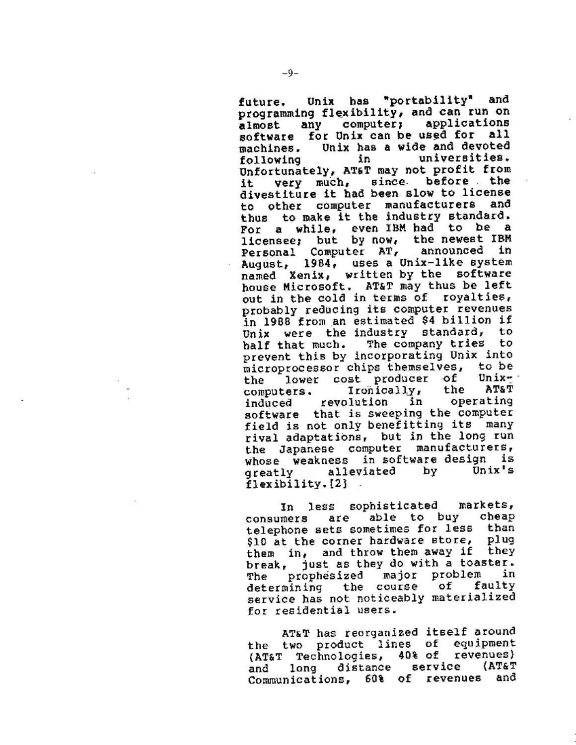future. Unix has "portability" and programming flexibility, and can run on almost any computer; applications software for Unix can be used for all machines. Unix has a wide and devoted following in universities. Unfortunately, AT&T may not profit from it very much, since before the divestiture it had been slow to license to other computer manufacturers and thus to make it the industry standard. For a while, even IBM had to be a licensee; but by now, the newest IBM Personal Computer AT, announced in August, 1984, uses a Unix-like system named Xenix, written by the software house Microsoft. AT&T may thus be left out in the cold in terms of royalties, probably reducing its computer revenues in 1988 from an estimated $4 billion if Unix were the industry standard, to half that much. The company tries to prevent this by incorporating Unix into microprocessor chips themselves, to be the lower cost producer of Unix-computers. Ironically, the AT&T induced revolution in operating software that is sweeping the computer field is not only benefitting its many rival adaptations, but in the long run the Japanese computer manufacturers, whose weakness in software design is greatly alleviated by Unix's flexibility.[2]

In less sophisticated markets, consumers are able to buy cheap telephone sets sometimes for less than $10 at the corner hardware store, plug them in, and throw them away if they break, just as they do with a toaster. The prophesized major problem in determining the course of faulty service has not noticeably materialized for residential users.

AT&T has reorganized itself around the two product lines of equipment (AT&T Technologies, 40% of revenues) and long distance service (AT&T Communications, 60% of revenues and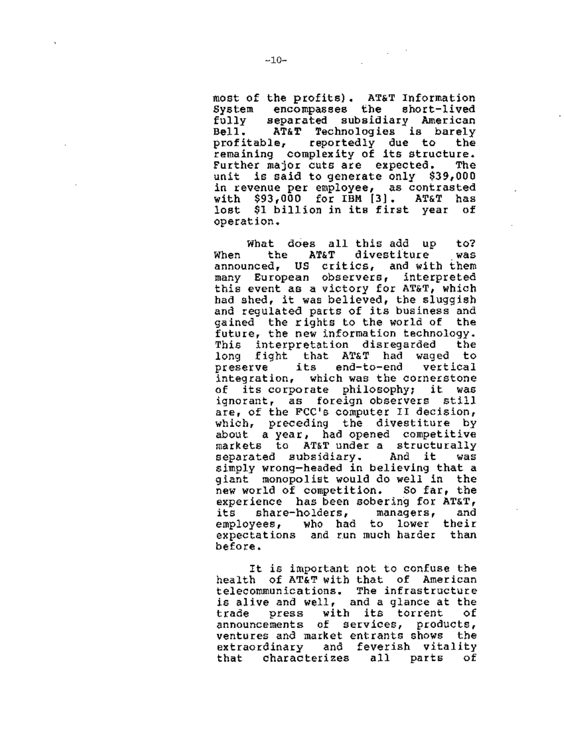most of the profits). AT&T Information System encompasses the short-lived fully separated subsidiary American Bell. AT&T Technologies is barely profitable, reportedly due to the remaining complexity of its structure. Further major cuts are expected. The unit is said to generate only $39,000 in revenue per employee, as contrasted with $93,000 for IBM [3]. AT&T has lost $1 billion in its first year of operation.

What does all this add up to? When the AT&T divestiture was announced, US critics, and with them many European observers, interpreted this event as a victory for AT&T, which had shed, it was believed, the sluggish and regulated parts of its business and gained the rights to the world of the future, the new information technology. This interpretation disregarded the long fight that AT&T had waged to preserve its end-to-end vertical integration, which was the cornerstone of its corporate philosophy; it was ignorant, as foreign observers still are, of the FCC's computer II decision, which, preceding the divestiture by about a year, had opened competitive markets to AT&T under a structurally separated subsidiary. And it was simply wrong-headed in believing that a giant monopolist would do well in the new world of competition. So far, the experience has been sobering for AT&T, its share-holders, managers, and employees, who had to lower their expectations and run much harder than before.

It is important not to confuse the health of AT&T with that of American telecommunications. The infrastructure is alive and well, and a glance at the trade press with its torrent of announcements of services, products, ventures and market entrants shows the extraordinary and feverish vitality that characterizes all parts of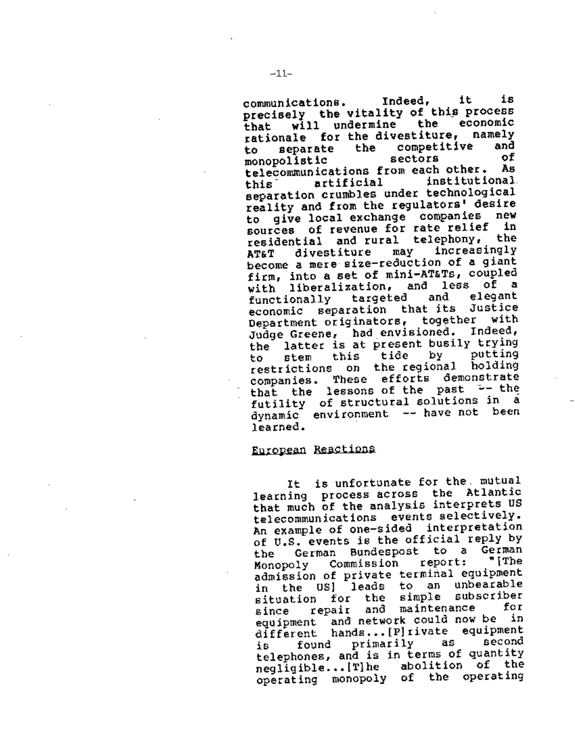communications. Indeed, it is precisely the vitality of this process that will undermine the economic rationale for the divestiture, namely to separate the competitive and monopolistic sectors of telecommunications from each other. As this artificial institutional separation crumbles under technological reality and from the regulators' desire to give local exchange companies new sources of revenue for rate relief in residential and rural telephony, the AT&T divestiture may increasingly become a mere size-reduction of a giant firm, into a set of mini-AT&Ts, coupled with liberalization, and less of a functionally targeted and elegant economic separation that its Justice Department originators, together with Judge Greene, had envisioned. Indeed, the latter is at present busily trying to stem this tide by putting restrictions on the regional holding companies. These efforts demonstrate that the lessons of the past -- the futility of structural solutions in a dynamic environment -- have not been learned.

## European Reactions

It is unfortunate for the mutual learning process across the Atlantic that much of the analysis interprets US telecommunications events selectively. An example of one-sided interpretation of U.S. events is the official reply by the German Bundespost to a German Monopoly Commission report: "[The admission of private terminal equipment in the US] leads to an unbearable situation for the simple subscriber since repair and maintenance for equipment and network could now be in different hands...[P]rivate equipment is found primarily as second telephones, and is in terms of quantity negligible...[T]he abolition of the operating monopoly of the operating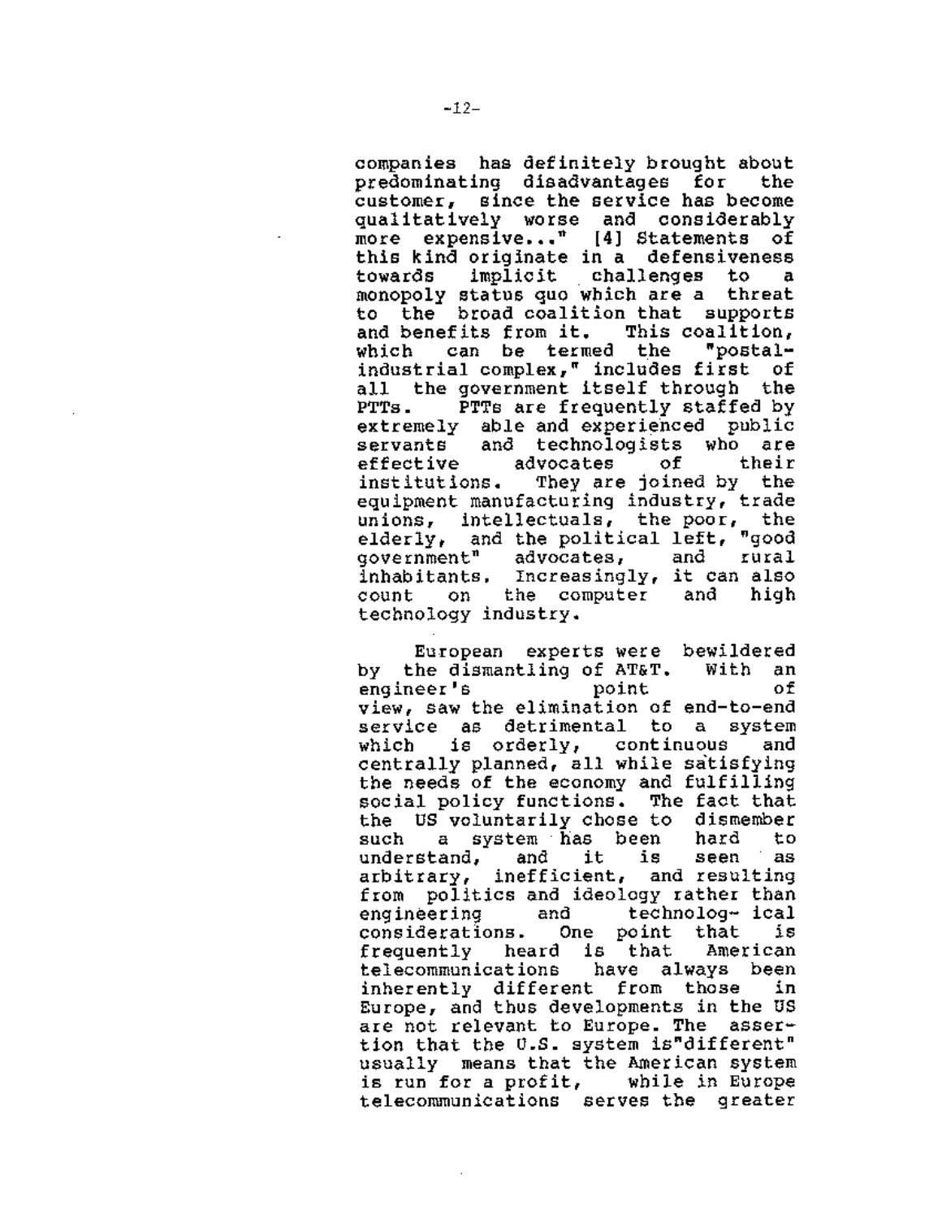companies has definitely brought about predominating disadvantages for the customer, since the service has become qualitatively worse and considerably more expensive..." [4] Statements of this kind originate in a defensiveness towards implicit challenges to a monopoly status quo which are a threat to the broad coalition that supports and benefits from it. This coalition, which can be termed the "postal-industrial complex," includes first of all the government itself through the PTTs. PTTs are frequently staffed by extremely able and experienced public servants and technologists who are effective advocates of their institutions. They are joined by the equipment manufacturing industry, trade unions, intellectuals, the poor, the elderly, and the political left, "good government" advocates, and rural inhabitants. Increasingly, it can also count on the computer and high technology industry.

European experts were bewildered by the dismantling of AT&T. With an engineer's point of view, saw the elimination of end-to-end service as detrimental to a system which is orderly, continuous and centrally planned, all while satisfying the needs of the economy and fulfilling social policy functions. The fact that the US voluntarily chose to dismember such a system has been hard to understand, and it is seen as arbitrary, inefficient, and resulting from politics and ideology rather than engineering and technolog- ical considerations. One point that is frequently heard is that American telecommunications have always been inherently different from those in Europe, and thus developments in the US are not relevant to Europe. The assertion that the U.S. system is"different" usually means that the American system is run for a profit, while in Europe telecommunications serves the greater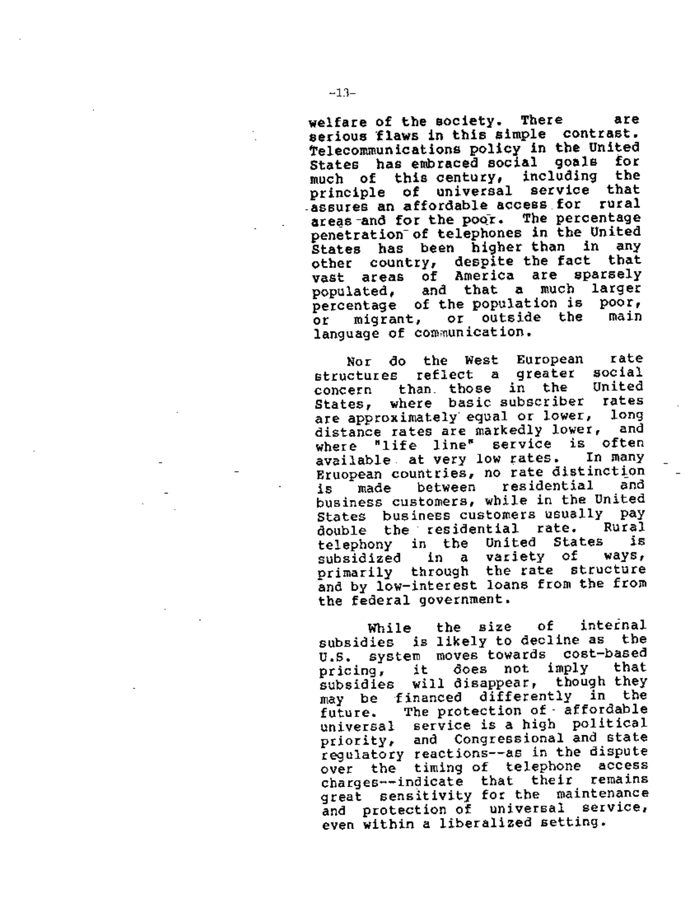welfare of the society. There are serious flaws in this simple contrast. Telecommunications policy in the United States has embraced social goals for much of this century, including the principle of universal service that assures an affordable access for rural areas and for the poor. The percentage penetration of telephones in the United States has been higher than in any other country, despite the fact that vast areas of America are sparsely populated, and that a much larger percentage of the population is poor, or migrant, or outside the main language of communication.

Nor do the West European rate structures reflect a greater social concern than those in the United States, where basic subscriber rates are approximately equal or lower, long distance rates are markedly lower, and where "life line" service is often available at very low rates. In many Eruopean countries, no rate distinction is made between residential and business customers, while in the United States business customers usually pay double the residential rate. Rural telephony in the United States is subsidized in a variety of ways, primarily through the rate structure and by low-interest loans from the from the federal government.

While the size of internal subsidies is likely to decline as the U.S. system moves towards cost-based pricing, it does not imply that subsidies will disappear, though they may be financed differently in the future. The protection of affordable universal service is a high political priority, and Congressional and state regulatory reactions--as in the dispute over the timing of telephone access charges--indicate that their remains great sensitivity for the maintenance and protection of universal service, even within a liberalized setting.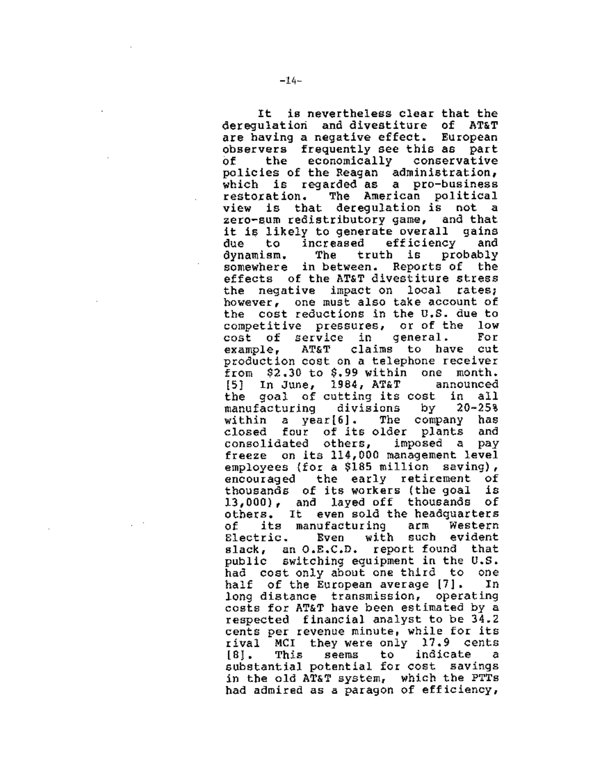It is nevertheless clear that the deregulation and divestiture of AT&T are having a negative effect. European observers frequently see this as part of the economically conservative policies of the Reagan administration, which is regarded as a pro-business restoration. The American political view is that deregulation is not a zero-sum redistributory game, and that it is likely to generate overall gains due to increased efficiency and dynamism. The truth is probably somewhere in between. Reports of the effects of the AT&T divestiture stress the negative impact on local rates; however, one must also take account of the cost reductions in the U.S. due to competitive pressures, or of the low cost of service in general. For example, AT&T claims to have cut production cost on a telephone receiver from $2.30 to $.99 within one month. [5] In June, 1984, AT&T announced the goal of cutting its cost in all manufacturing divisions by 20-25% within a year[6]. The company has closed four of its older plants and consolidated others, imposed a pay freeze on its 114,000 management level employees (for a $185 million saving), encouraged the early retirement of thousands of its workers (the goal is 13,000), and layed off thousands of others. It even sold the headquarters of its manufacturing arm Western Electric. Even with such evident slack, an O.E.C.D. report found that public switching equipment in the U.S. had cost only about one third to one half of the European average [7]. In long distance transmission, operating costs for AT&T have been estimated by a respected financial analyst to be 34.2 cents per revenue minute, while for its rival MCI they were only 17.9 cents [8]. This seems to indicate a substantial potential for cost savings in the old AT&T system, which the PTTs had admired as a paragon of efficiency,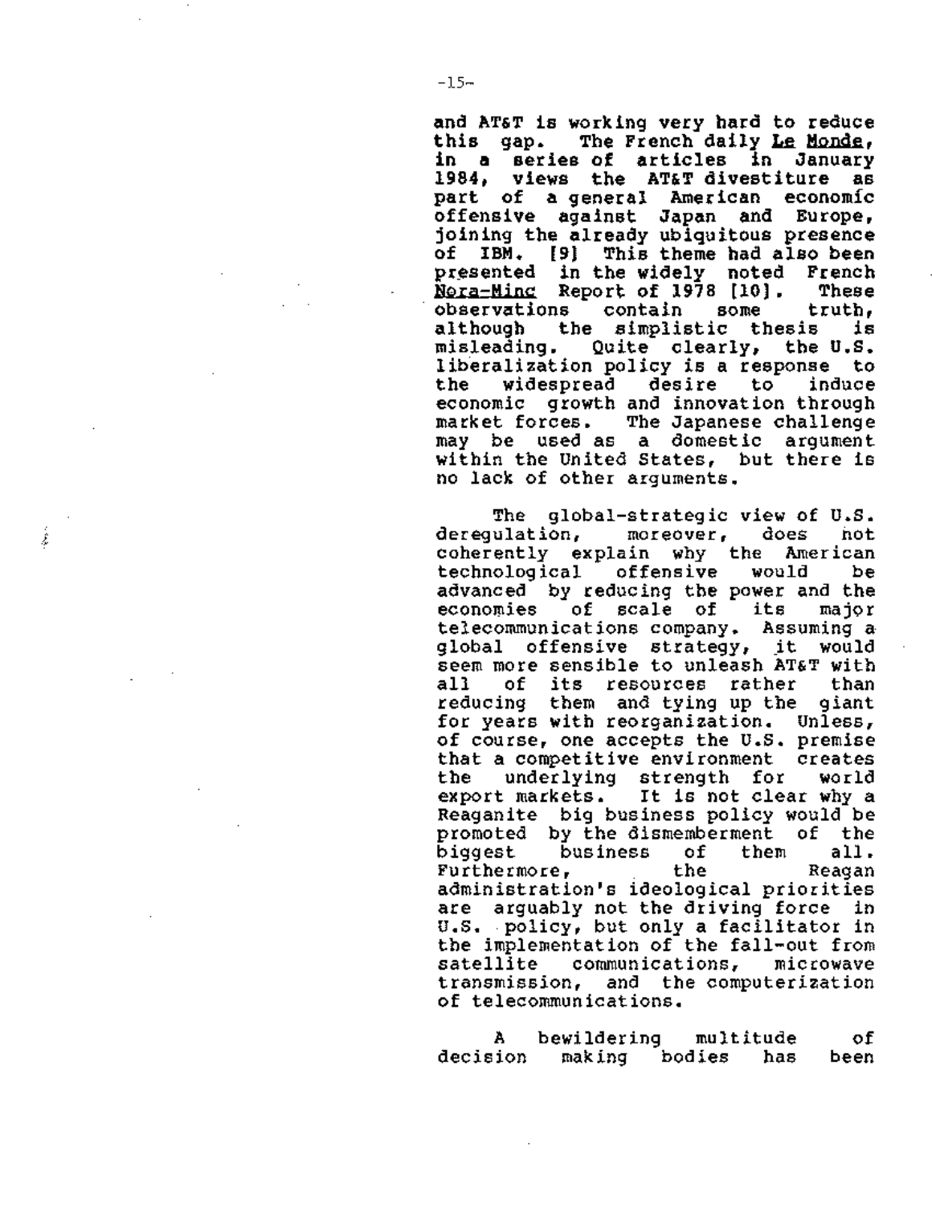and AT&T is working very hard to reduce this gap. The French daily Le Monde, in a series of articles in January 1984, views the AT&T divestiture as part of a general American economic offensive against Japan and Europe, joining the already ubiquitous presence of IBM. [9] This theme had also been presented in the widely noted French Nora-Minc Report of 1978 [10]. These observations contain some truth, although the simplistic thesis is misleading. Quite clearly, the U.S. liberalization policy is a response to the widespread desire to induce economic growth and innovation through market forces. The Japanese challenge may be used as a domestic argument within the United States, but there is no lack of other arguments.

The global-strategic view of U.S. deregulation, moreover, does not coherently explain why the American technological offensive would be advanced by reducing the power and the economies of scale of its major telecommunications company. Assuming a global offensive strategy, it would seem more sensible to unleash AT&T with all of its resources rather than reducing them and tying up the giant for years with reorganization. Unless, of course, one accepts the U.S. premise that a competitive environment creates the underlying strength for world export markets. It is not clear why a Reaganite big business policy would be promoted by the dismemberment of the biggest business of them all. Furthermore, the Reagan administration's ideological priorities are arguably not the driving force in U.S. policy, but only a facilitator in the implementation of the fall-out from satellite communications, microwave transmission, and the computerization of telecommunications.

A bewildering multitude of decision making bodies has been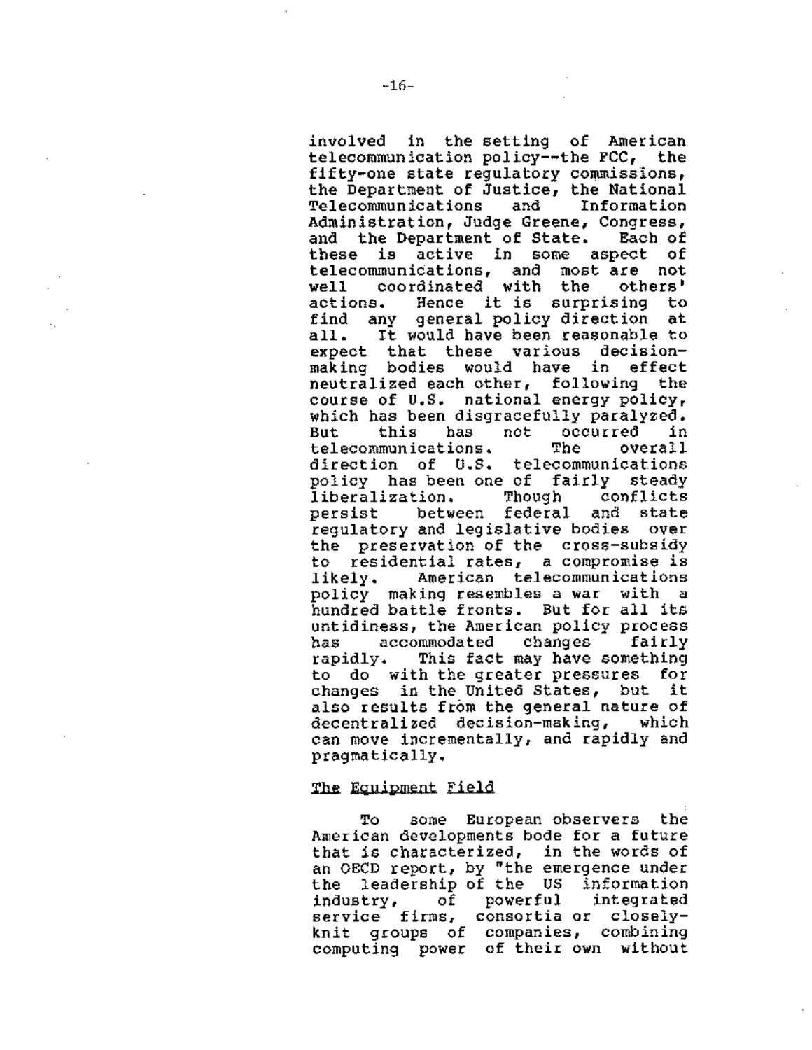involved in the setting of American telecommunication policy--the FCC, the fifty-one state regulatory commissions, the Department of Justice, the National Telecommunications and Information Administration, Judge Greene, Congress, and the Department of State. Each of these is active in some aspect of telecommunications, and most are not well coordinated with the others' actions. Hence it is surprising to find any general policy direction at all. It would have been reasonable to expect that these various decision-making bodies would have in effect neutralized each other, following the course of U.S. national energy policy, which has been disgracefully paralyzed. But this has not occurred in telecommunications. The overall direction of U.S. telecommunications policy has been one of fairly steady liberalization. Though conflicts persist between federal and state regulatory and legislative bodies over the preservation of the cross-subsidy to residential rates, a compromise is likely. American telecommunications policy making resembles a war with a hundred battle fronts. But for all its untidiness, the American policy process has accommodated changes fairly rapidly. This fact may have something to do with the greater pressures for changes in the United States, but it also results from the general nature of decentralized decision-making, which can move incrementally, and rapidly and pragmatically.

## The Equipment Field

To some European observers the American developments bode for a future that is characterized, in the words of an OECD report, by "the emergence under the leadership of the US information industry, of powerful integrated service firms, consortia or closely-knit groups of companies, combining computing power of their own without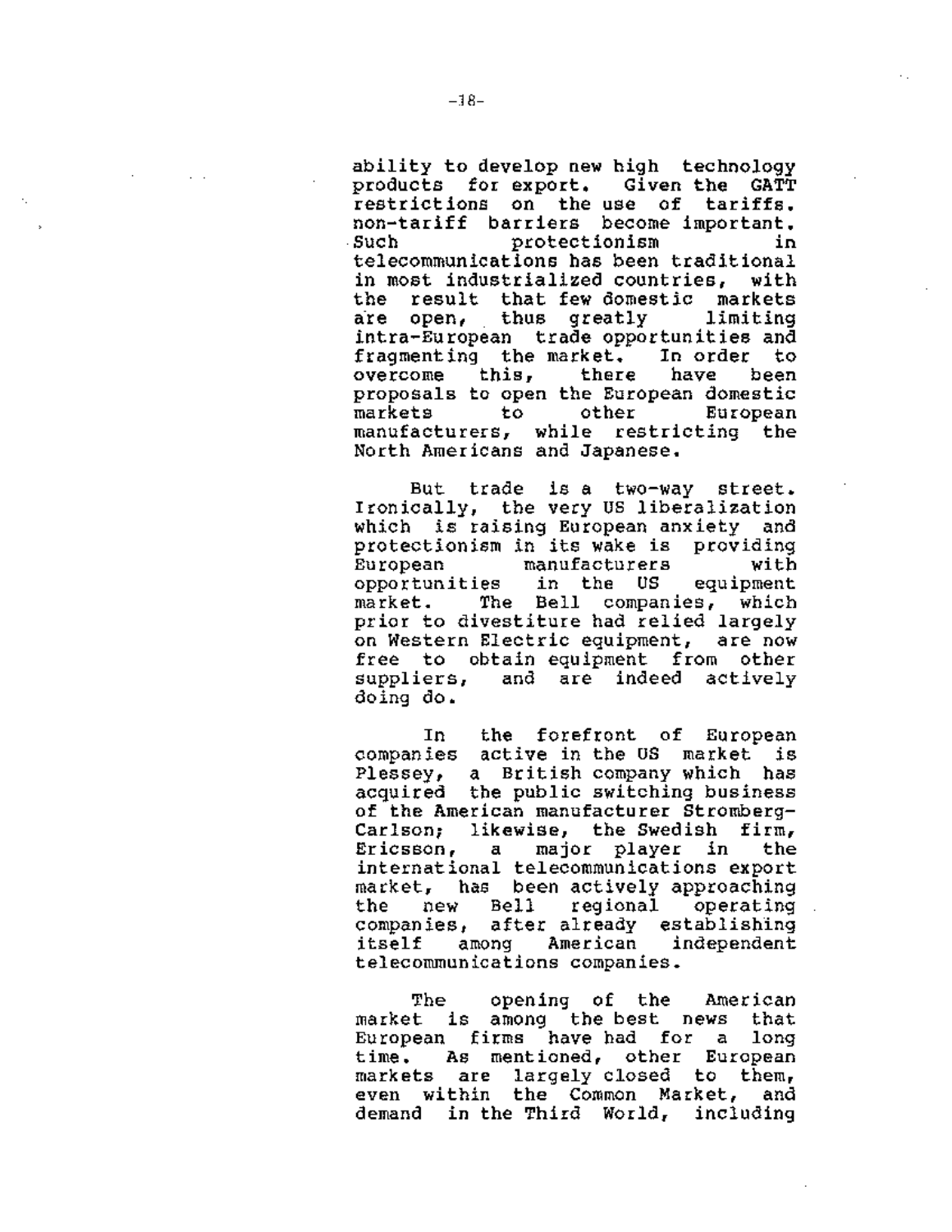ability to develop new high technology products for export. Given the GATT restrictions on the use of tariffs. non-tariff barriers become important. Such protectionism in telecommunications has been traditional in most industrialized countries, with the result that few domestic markets are open, thus greatly limiting intra-European trade opportunities and fragmenting the market. In order to overcome this, there have been proposals to open the European domestic markets to other European manufacturers, while restricting the North Americans and Japanese.

But trade is a two-way street. Ironically, the very US liberalization which is raising European anxiety and protectionism in its wake is providing European manufacturers with opportunities in the US equipment market. The Bell companies, which prior to divestiture had relied largely on Western Electric equipment, are now free to obtain equipment from other suppliers, and are indeed actively doing do.

In the forefront of European companies active in the US market is Plessey, a British company which has acquired the public switching business of the American manufacturer Stromberg-Carlson; likewise, the Swedish firm, Ericsson, a major player in the international telecommunications export market, has been actively approaching the new Bell regional operating companies, after already establishing itself among American independent telecommunications companies.

The opening of the American market is among the best news that European firms have had for a long time. As mentioned, other European markets are largely closed to them, even within the Common Market, and demand in the Third World, including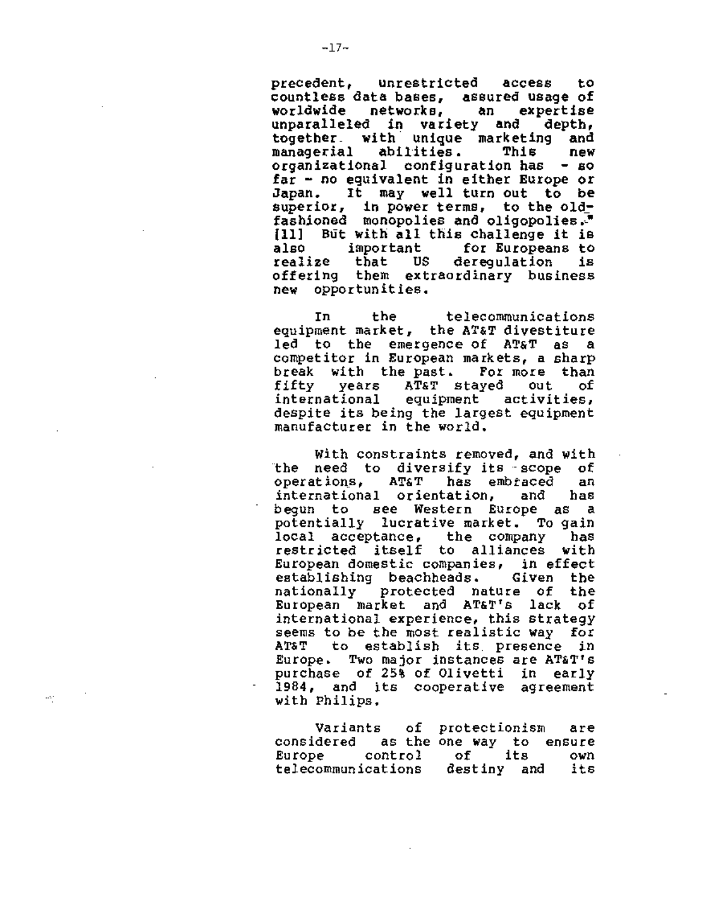precedent, unrestricted access to countless data bases, assured usage of worldwide networks, an expertise unparalleled in variety and depth, together with unique marketing and managerial abilities. This new organizational configuration has – so far – no equivalent in either Europe or Japan. It may well turn out to be superior, in power terms, to the old-fashioned monopolies and oligopolies." [11] But with all this challenge it is also important for Europeans to realize that US deregulation is offering them extraordinary business new opportunities.

In the telecommunications equipment market, the AT&T divestiture led to the emergence of AT&T as a competitor in European markets, a sharp break with the past. For more than fifty years AT&T stayed out of international equipment activities, despite its being the largest equipment manufacturer in the world.

With constraints removed, and with the need to diversify its scope of operations, AT&T has embraced an international orientation, and has begun to see Western Europe as a potentially lucrative market. To gain local acceptance, the company has restricted itself to alliances with European domestic companies, in effect establishing beachheads. Given the nationally protected nature of the European market and AT&T's lack of international experience, this strategy seems to be the most realistic way for AT&T to establish its presence in Europe. Two major instances are AT&T's purchase of 25% of Olivetti in early 1984, and its cooperative agreement with Philips.

Variants of protectionism are considered as the one way to ensure Europe control of its own telecommunications destiny and its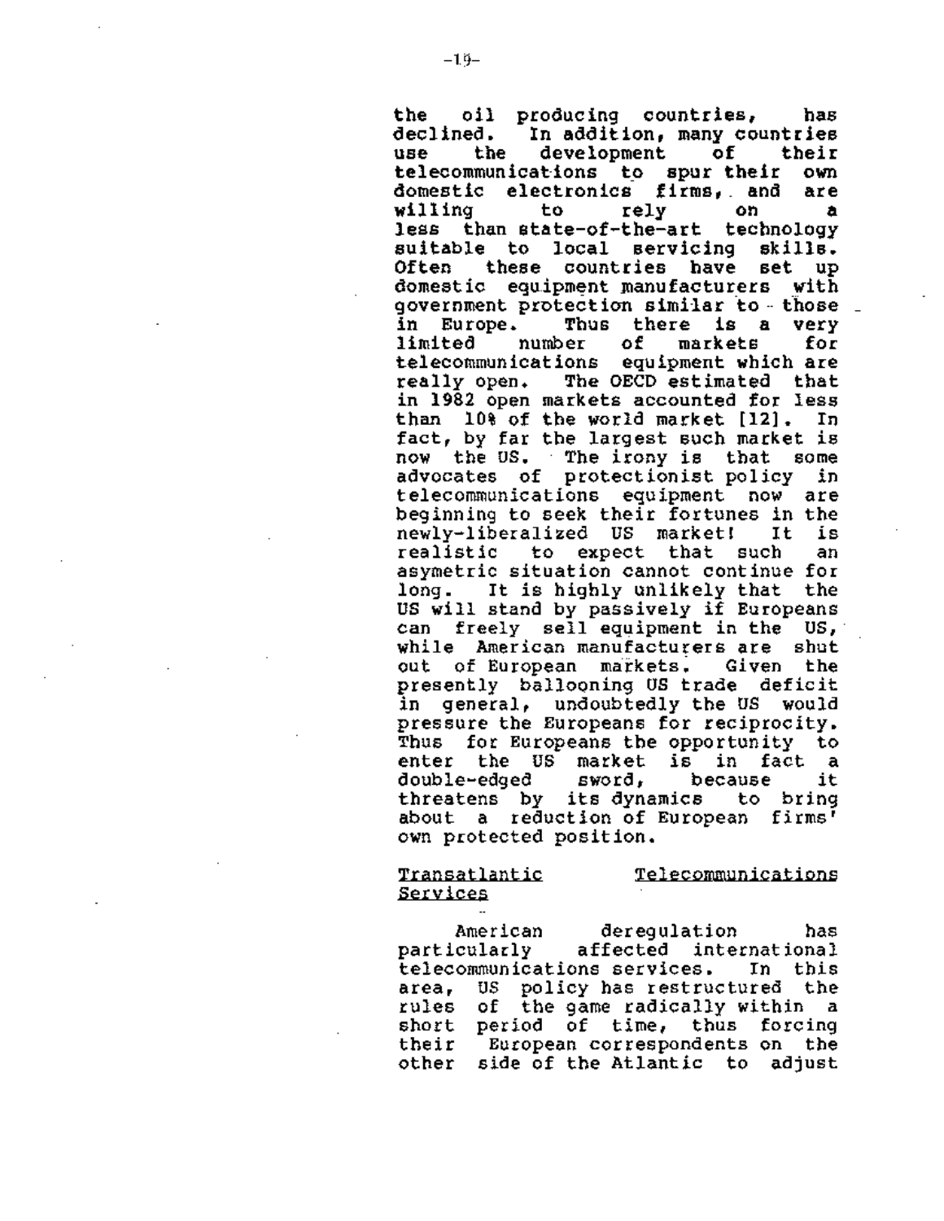the oil producing countries, has declined. In addition, many countries use the development of their telecommunications to spur their own domestic electronics firms, and are willing to rely on a less than state-of-the-art technology suitable to local servicing skills. Often these countries have set up domestic equipment manufacturers with government protection similar to those in Europe. Thus there is a very limited number of markets for telecommunications equipment which are really open. The OECD estimated that in 1982 open markets accounted for less than 10% of the world market [12]. In fact, by far the largest such market is now the US. The irony is that some advocates of protectionist policy in telecommunications equipment now are beginning to seek their fortunes in the newly-liberalized US market! It is realistic to expect that such an asymetric situation cannot continue for long. It is highly unlikely that the US will stand by passively if Europeans can freely sell equipment in the US, while American manufacturers are shut out of European markets. Given the presently ballooning US trade deficit in general, undoubtedly the US would pressure the Europeans for reciprocity. Thus for Europeans the opportunity to enter the US market is in fact a double-edged sword, because it threatens by its dynamics to bring about a reduction of European firms' own protected position.

## Transatlantic Telecommunications Services

American deregulation has particularly affected international telecommunications services. In this area, US policy has restructured the rules of the game radically within a short period of time, thus forcing their European correspondents on the other side of the Atlantic to adjust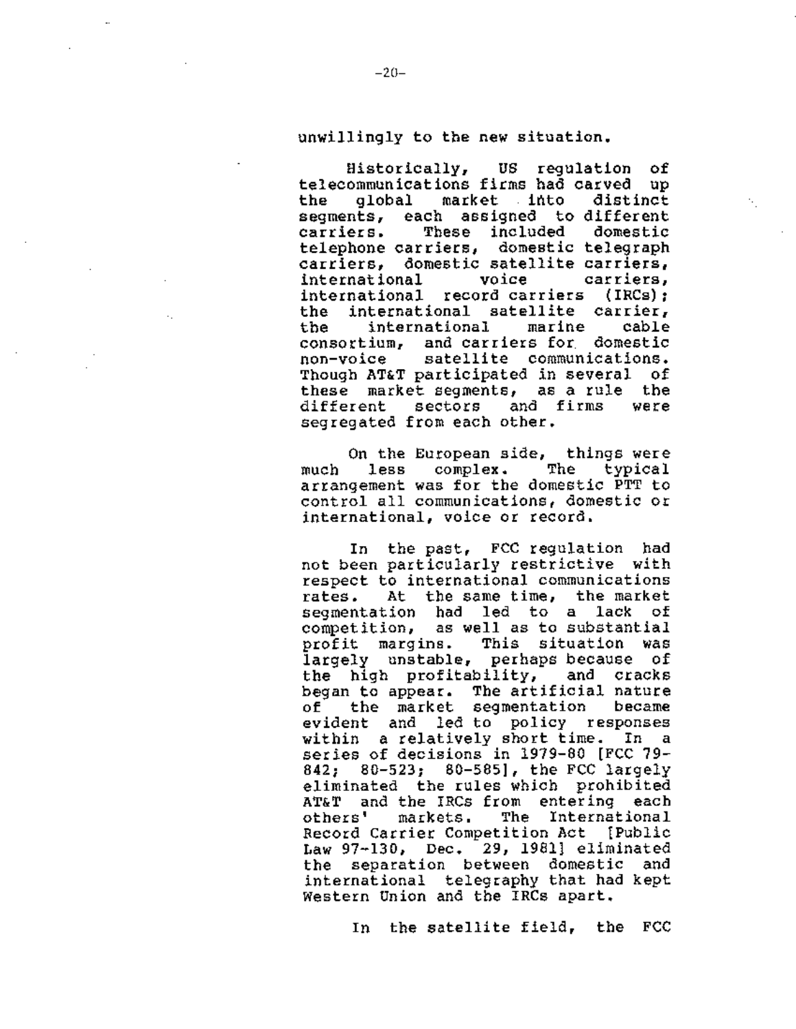unwillingly to the new situation.

Historically, US regulation of telecommunications firms had carved up the global market into distinct segments, each assigned to different carriers. These included domestic telephone carriers, domestic telegraph carriers, domestic satellite carriers, international voice carriers, international record carriers (IRCs); the international satellite carrier, the international marine cable consortium, and carriers for domestic non-voice satellite communications. Though AT&T participated in several of these market segments, as a rule the different sectors and firms were segregated from each other.

On the European side, things were much less complex. The typical arrangement was for the domestic PTT to control all communications, domestic or international, voice or record.

In the past, FCC regulation had not been particularly restrictive with respect to international communications rates. At the same time, the market segmentation had led to a lack of competition, as well as to substantial profit margins. This situation was largely unstable, perhaps because of the high profitability, and cracks began to appear. The artificial nature of the market segmentation became evident and led to policy responses within a relatively short time. In a series of decisions in 1979-80 [FCC 79-842; 80-523; 80-585], the FCC largely eliminated the rules which prohibited AT&T and the IRCs from entering each others' markets. The International Record Carrier Competition Act [Public Law 97-130, Dec. 29, 1981] eliminated the separation between domestic and international telegraphy that had kept Western Union and the IRCs apart.

In the satellite field, the FCC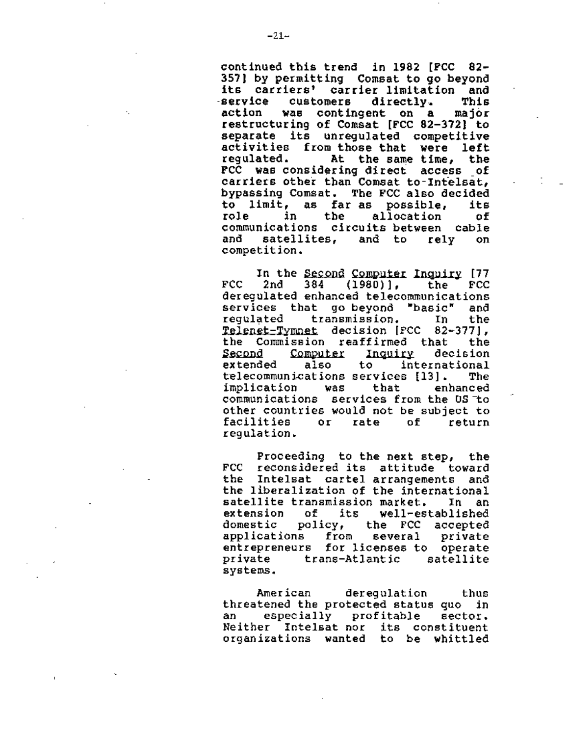continued this trend in 1982 [FCC 82-357] by permitting Comsat to go beyond its carriers' carrier limitation and service customers directly. This action was contingent on a major restructuring of Comsat [FCC 82-372] to separate its unregulated competitive activities from those that were left regulated. At the same time, the FCC was considering direct access of carriers other than Comsat to Intelsat, bypassing Comsat. The FCC also decided to limit, as far as possible, its role in the allocation of communications circuits between cable and satellites, and to rely on competition.

In the Second Computer Inquiry [77 FCC 2nd 384 (1980)], the FCC deregulated enhanced telecommunications services that go beyond "basic" and regulated transmission. In the Telenet-Tymnet decision [FCC 82-377], the Commission reaffirmed that the Second Computer Inquiry decision extended also to international telecommunications services [13]. The implication was that enhanced communications services from the US to other countries would not be subject to facilities or rate of return regulation.

Proceeding to the next step, the FCC reconsidered its attitude toward the Intelsat cartel arrangements and the liberalization of the international satellite transmission market. In an extension of its well-established domestic policy, the FCC accepted applications from several private entrepreneurs for licenses to operate private trans-Atlantic satellite systems.

American deregulation thus threatened the protected status quo in an especially profitable sector. Neither Intelsat nor its constituent organizations wanted to be whittled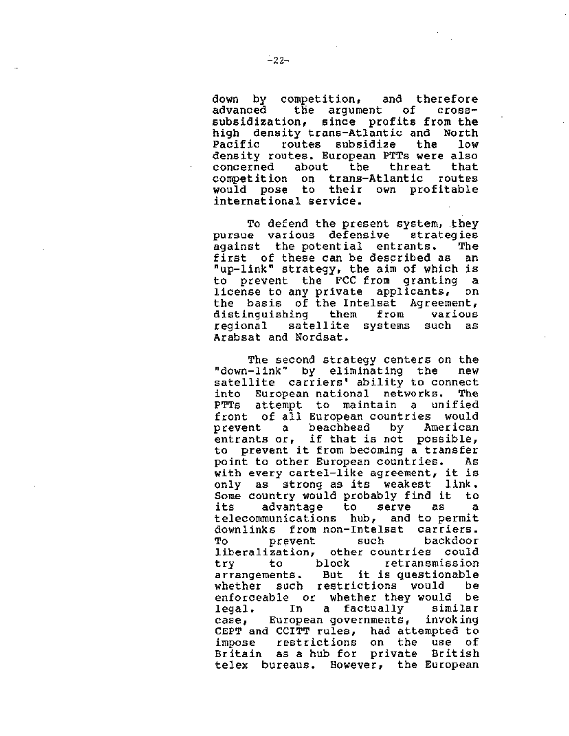down by competition, and therefore advanced the argument of cross-subsidization, since profits from the high density trans-Atlantic and North Pacific routes subsidize the low density routes. European PTTs were also concerned about the threat that competition on trans-Atlantic routes would pose to their own profitable international service.

To defend the present system, they pursue various defensive strategies against the potential entrants. The first of these can be described as an "up-link" strategy, the aim of which is to prevent the FCC from granting a license to any private applicants, on the basis of the Intelsat Agreement, distinguishing them from various regional satellite systems such as Arabsat and Nordsat.

The second strategy centers on the "down-link" by eliminating the new satellite carriers' ability to connect into European national networks. The PTTs attempt to maintain a unified front of all European countries would prevent a beachhead by American entrants or, if that is not possible, to prevent it from becoming a transfer point to other European countries. As with every cartel-like agreement, it is only as strong as its weakest link. Some country would probably find it to its advantage to serve as a telecommunications hub, and to permit downlinks from non-Intelsat carriers. To prevent such backdoor liberalization, other countries could try to block retransmission arrangements. But it is questionable whether such restrictions would be enforceable or whether they would be legal. In a factually similar case, European governments, invoking CEPT and CCITT rules, had attempted to impose restrictions on the use of Britain as a hub for private British telex bureaus. However, the European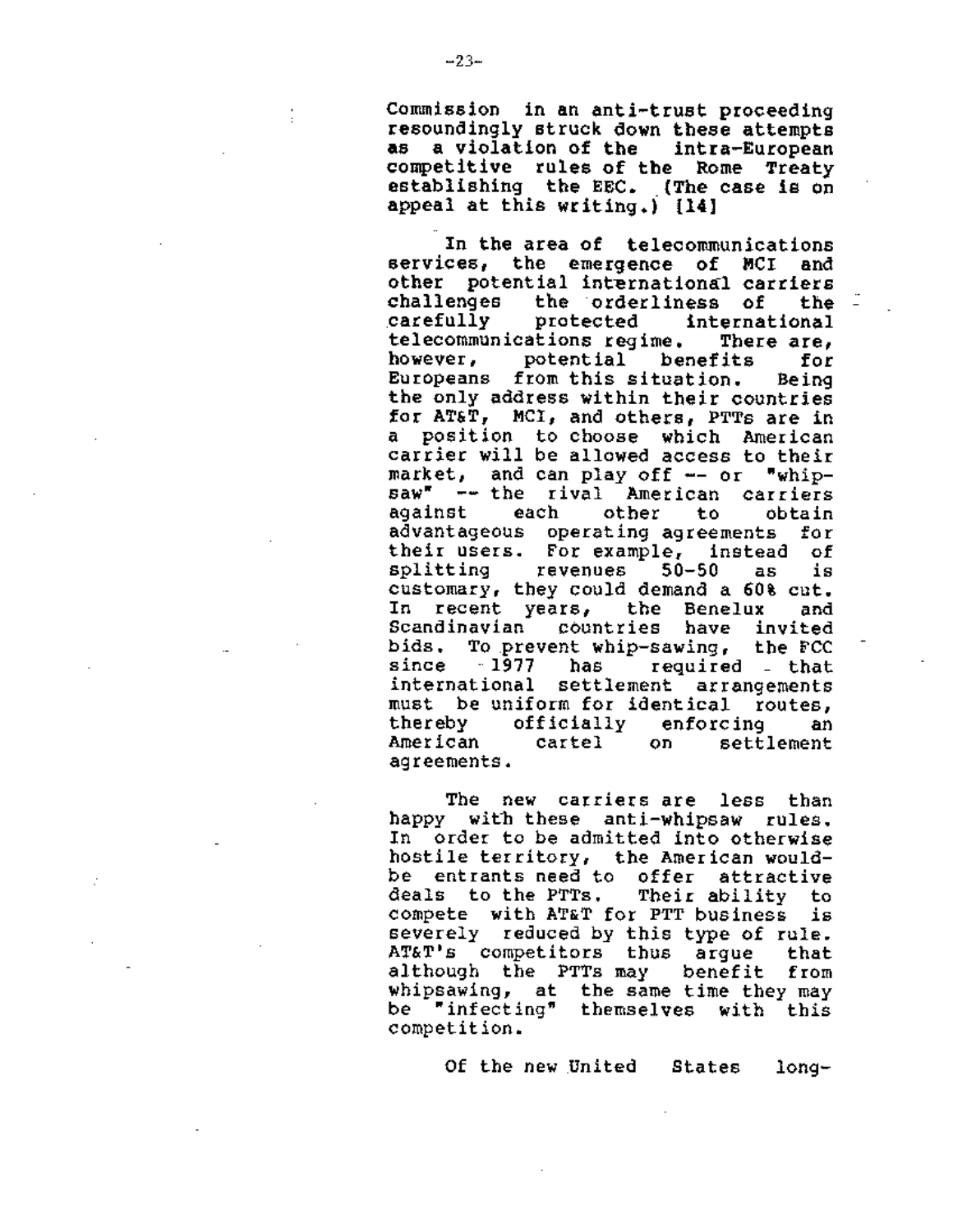Commission in an anti-trust proceeding resoundingly struck down these attempts as a violation of the intra-European competitive rules of the Rome Treaty establishing the EEC. (The case is on appeal at this writing.) [14]

In the area of telecommunications services, the emergence of MCI and other potential international carriers challenges the orderliness of the carefully protected international telecommunications regime. There are, however, potential benefits for Europeans from this situation. Being the only address within their countries for AT&T, MCI, and others, PTTs are in a position to choose which American carrier will be allowed access to their market, and can play off -- or "whip-saw" -- the rival American carriers against each other to obtain advantageous operating agreements for their users. For example, instead of splitting revenues 50-50 as is customary, they could demand a 60% cut. In recent years, the Benelux and Scandinavian countries have invited bids. To prevent whip-sawing, the FCC since 1977 has required that international settlement arrangements must be uniform for identical routes, thereby officially enforcing an American cartel on settlement agreements.

The new carriers are less than happy with these anti-whipsaw rules. In order to be admitted into otherwise hostile territory, the American would-be entrants need to offer attractive deals to the PTTs. Their ability to compete with AT&T for PTT business is severely reduced by this type of rule. AT&T's competitors thus argue that although the PTTs may benefit from whipsawing, at the same time they may be "infecting" themselves with this competition.

Of the new United States long-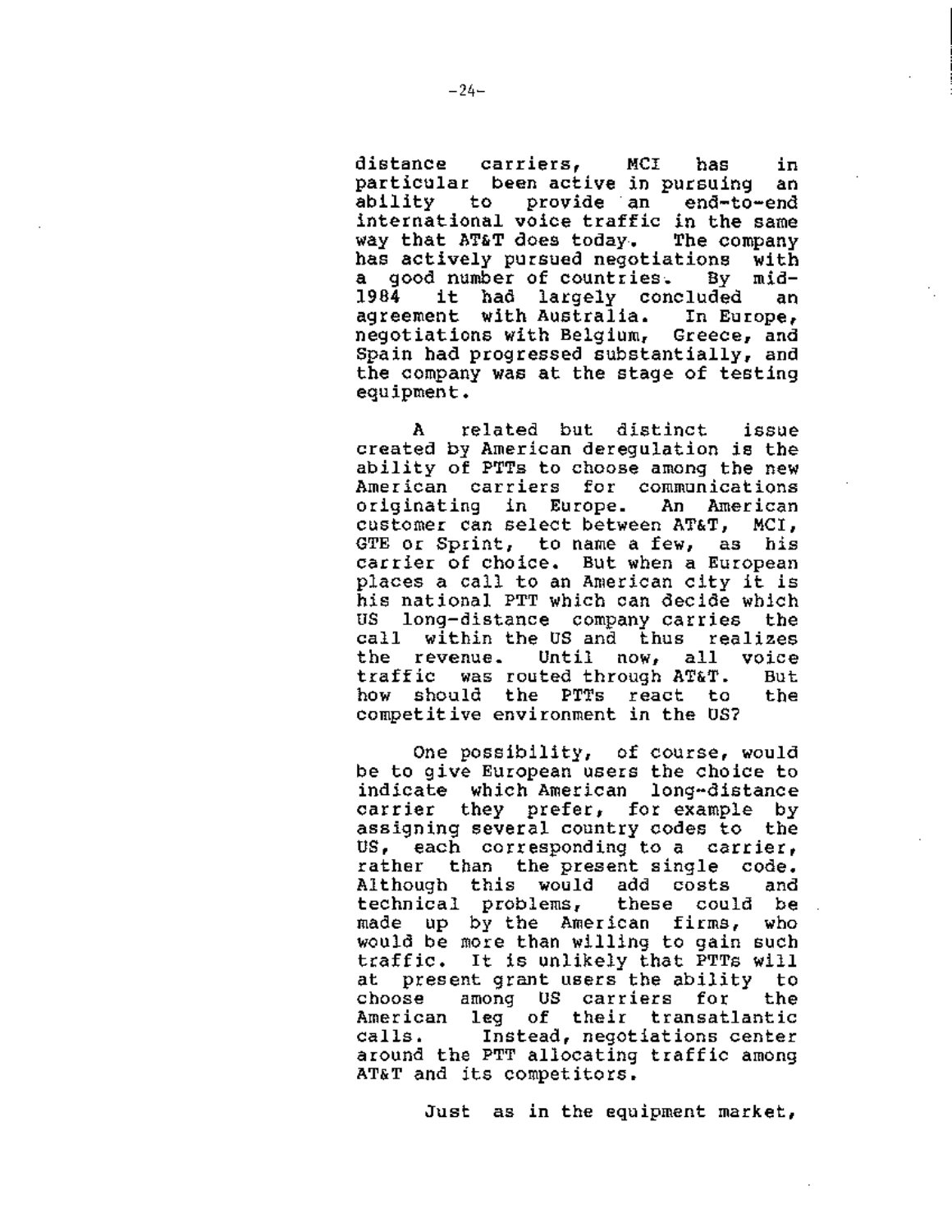distance carriers, MCI has in particular been active in pursuing an ability to provide an end-to-end international voice traffic in the same way that AT&T does today. The company has actively pursued negotiations with a good number of countries. By mid-1984 it had largely concluded an agreement with Australia. In Europe, negotiations with Belgium, Greece, and Spain had progressed substantially, and the company was at the stage of testing equipment.

A related but distinct issue created by American deregulation is the ability of PTTs to choose among the new American carriers for communications originating in Europe. An American customer can select between AT&T, MCI, GTE or Sprint, to name a few, as his carrier of choice. But when a European places a call to an American city it is his national PTT which can decide which US long-distance company carries the call within the US and thus realizes the revenue. Until now, all voice traffic was routed through AT&T. But how should the PTTs react to the competitive environment in the US?

One possibility, of course, would be to give European users the choice to indicate which American long-distance carrier they prefer, for example by assigning several country codes to the US, each corresponding to a carrier, rather than the present single code. Although this would add costs and technical problems, these could be made up by the American firms, who would be more than willing to gain such traffic. It is unlikely that PTTs will at present grant users the ability to choose among US carriers for the American leg of their transatlantic calls. Instead, negotiations center around the PTT allocating traffic among AT&T and its competitors.

Just as in the equipment market,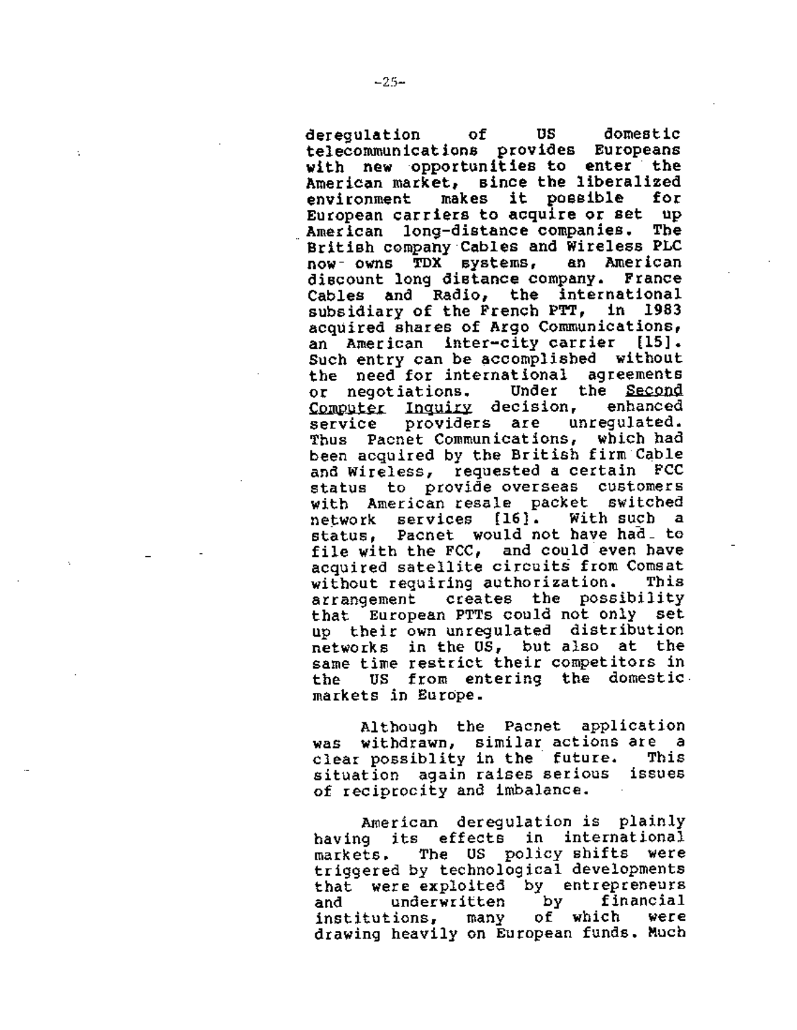deregulation of US domestic telecommunications provides Europeans with new opportunities to enter the American market, since the liberalized environment makes it possible for European carriers to acquire or set up American long-distance companies. The British company Cables and Wireless PLC now owns TDX systems, an American discount long distance company. France Cables and Radio, the international subsidiary of the French PTT, in 1983 acquired shares of Argo Communications, an American inter-city carrier [15]. Such entry can be accomplished without the need for international agreements or negotiations. Under the <u>Second Computer Inquiry</u> decision, enhanced service providers are unregulated. Thus Pacnet Communications, which had been acquired by the British firm Cable and Wireless, requested a certain FCC status to provide overseas customers with American resale packet switched network services [16]. With such a status, Pacnet would not have had to file with the FCC, and could even have acquired satellite circuits from Comsat without requiring authorization. This arrangement creates the possibility that European PTTs could not only set up their own unregulated distribution networks in the US, but also at the same time restrict their competitors in the US from entering the domestic markets in Europe.

Although the Pacnet application was withdrawn, similar actions are a clear possiblity in the future. This situation again raises serious issues of reciprocity and imbalance.

American deregulation is plainly having its effects in international markets. The US policy shifts were triggered by technological developments that were exploited by entrepreneurs and underwritten by financial institutions, many of which were drawing heavily on European funds. Much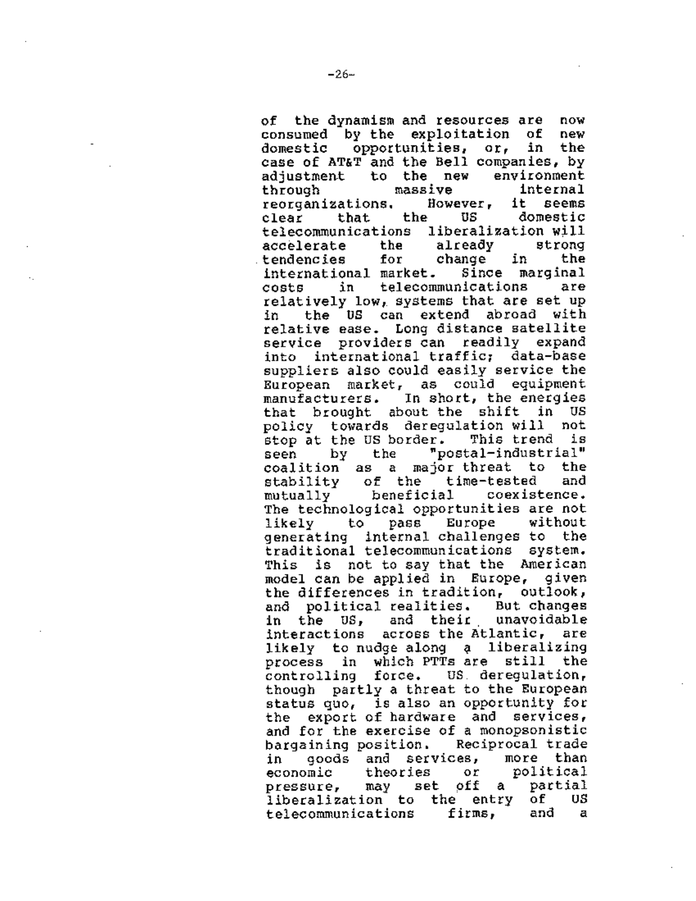of the dynamism and resources are now consumed by the exploitation of new domestic opportunities, or, in the case of AT&T and the Bell companies, by adjustment to the new environment through massive internal reorganizations. However, it seems clear that the US domestic telecommunications liberalization will accelerate the already strong tendencies for change in the international market. Since marginal costs in telecommunications are relatively low, systems that are set up in the US can extend abroad with relative ease. Long distance satellite service providers can readily expand into international traffic; data-base suppliers also could easily service the European market, as could equipment manufacturers. In short, the energies that brought about the shift in US policy towards deregulation will not stop at the US border. This trend is seen by the "postal-industrial" coalition as a major threat to the stability of the time-tested and mutually beneficial coexistence. The technological opportunities are not likely to pass Europe without generating internal challenges to the traditional telecommunications system. This is not to say that the American model can be applied in Europe, given the differences in tradition, outlook, and political realities. But changes in the US, and their unavoidable interactions across the Atlantic, are likely to nudge along a liberalizing process in which PTTs are still the controlling force. US deregulation, though partly a threat to the European status quo, is also an opportunity for the export of hardware and services, and for the exercise of a monopsonistic bargaining position. Reciprocal trade in goods and services, more than economic theories or political pressure, may set off a partial liberalization to the entry of US telecommunications firms, and a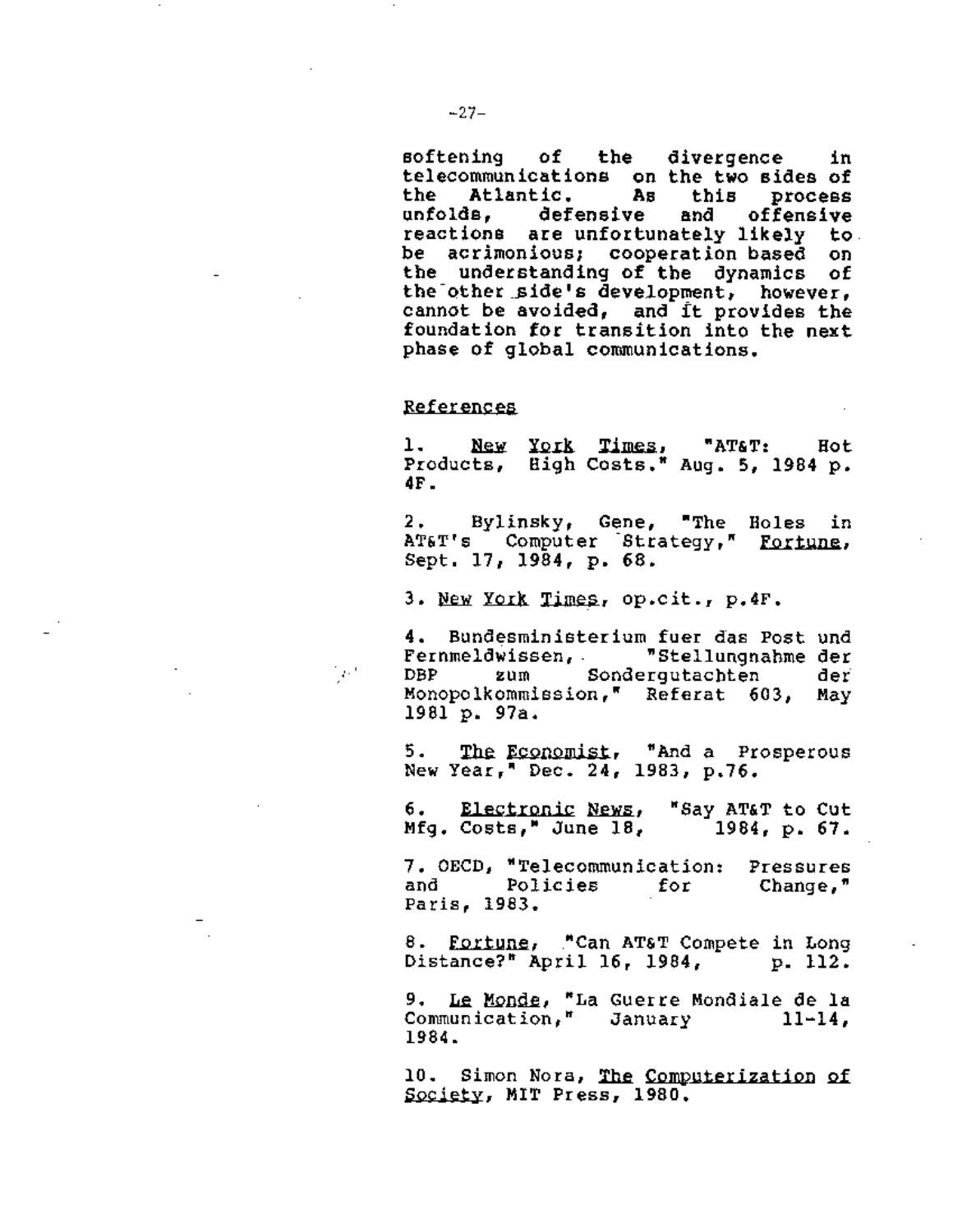softening of the divergence in telecommunications on the two sides of the Atlantic. As this process unfolds, defensive and offensive reactions are unfortunately likely to be acrimonious; cooperation based on the understanding of the dynamics of the other side's development, however, cannot be avoided, and it provides the foundation for transition into the next phase of global communications.

## References

1. New York Times, "AT&T: Hot Products, High Costs." Aug. 5, 1984 p. 4F.

2. Bylinsky, Gene, "The Holes in AT&T's Computer Strategy," Fortune, Sept. 17, 1984, p. 68.

3. New York Times, op.cit., p.4F.

4. Bundesministerium fuer das Post und Fernmeldwissen, "Stellungnahme der DBP zum Sondergutachten der Monopolkommission," Referat 603, May 1981 p. 97a.

5. The Economist, "And a Prosperous New Year," Dec. 24, 1983, p.76.

6. Electronic News, "Say AT&T to Cut Mfg. Costs," June 18, 1984, p. 67.

7. OECD, "Telecommunication: Pressures and Policies for Change," Paris, 1983.

8. Fortune, "Can AT&T Compete in Long Distance?" April 16, 1984, p. 112.

9. Le Monde, "La Guerre Mondiale de la Communication," January 11-14, 1984.

10. Simon Nora, The Computerization of Society, MIT Press, 1980.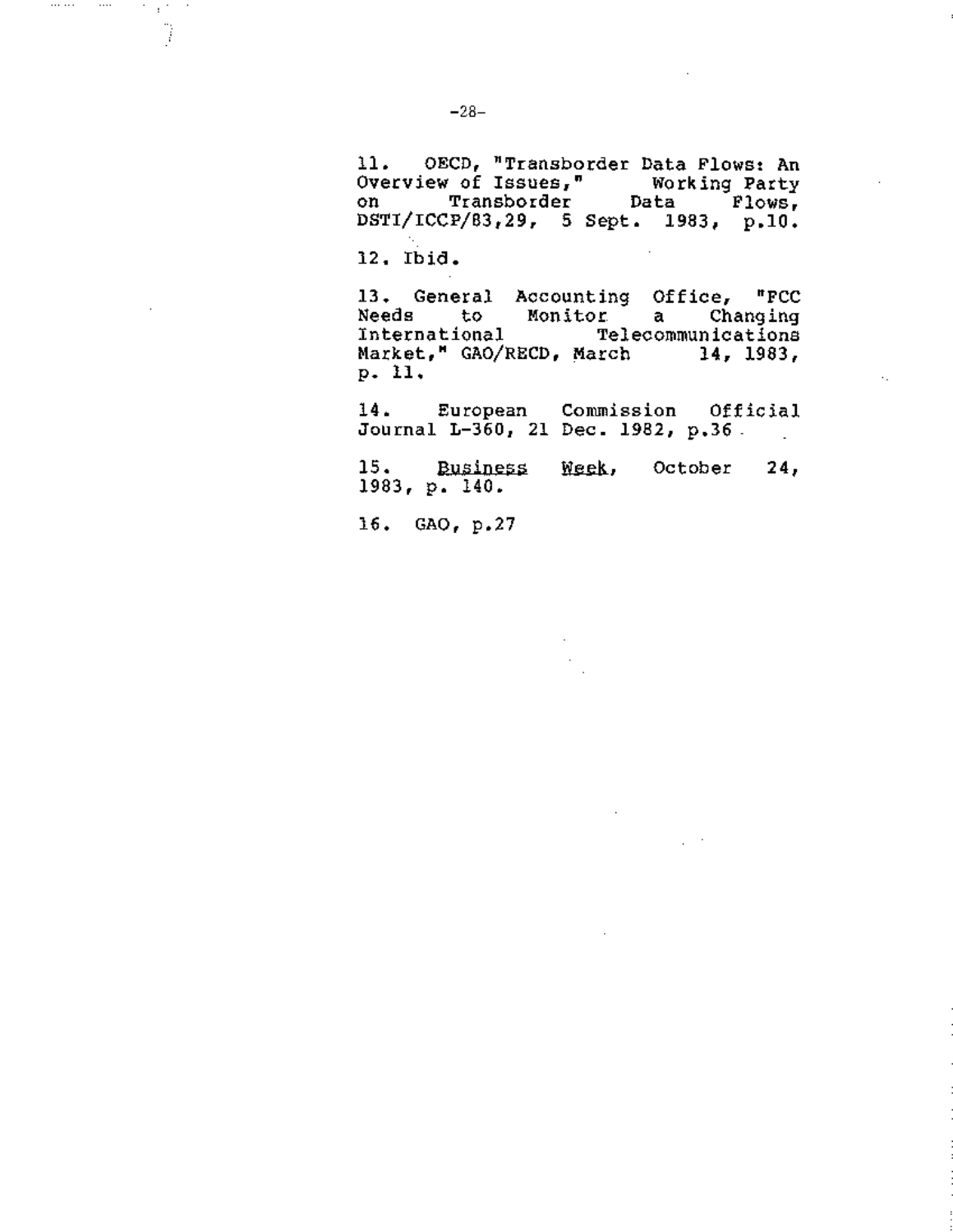11. OECD, "Transborder Data Flows: An Overview of Issues," Working Party on Transborder Data Flows, DSTI/ICCP/83,29, 5 Sept. 1983, p.10.

12. Ibid.

13. General Accounting Office, "FCC Needs to Monitor a Changing International Telecommunications Market," GAO/RECD, March 14, 1983, p. 11.

14. European Commission Official Journal L-360, 21 Dec. 1982, p.36.

15. Business Week, October 24, 1983, p. 140.

16. GAO, p.27